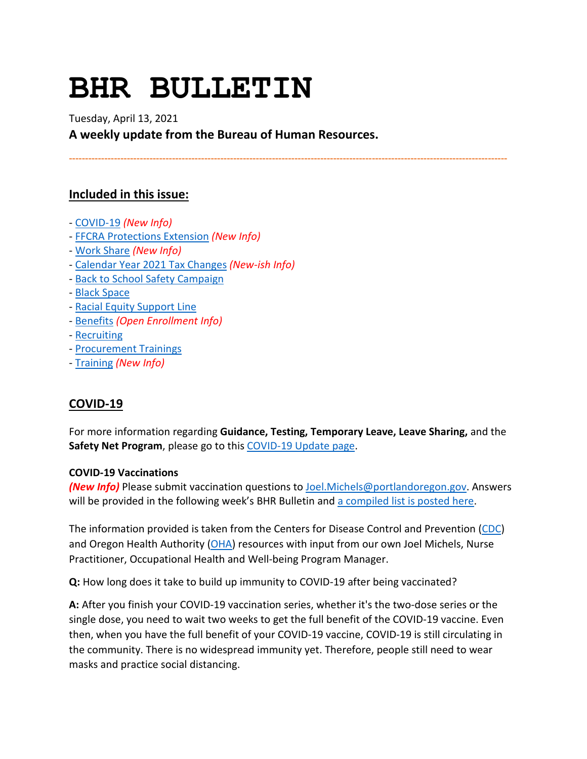# BHR BULLETIN

Tuesday, April 13, 2021

**A weekly update from the Bureau of Human Resources.**

---

## Included in this issue:

- COVID-19 *(New Info)*
- FFCRA Protections Extension *(New Info)*
- Work Share *(New Info)*
- Calendar Year 2021 Tax Changes *(New-ish Info)*
- Back to School Safety Campaign
- Black Space
- Racial Equity Support Line
- Benefits *(Open Enrollment Info)*
- Recruiting
- Procurement Trainings
- Training *(New Info)*

## COVID-19

For more information regarding **Guidance, Testing, Temporary Leave, Leave Sharing,** and the **Safety Net Program**, please go to this COVID-19 Update page.

**COVID-19 Vaccinations**

***(New Info)*** Please submit vaccination questions to Joel.Michels@portlandoregon.gov. Answers will be provided in the following week's BHR Bulletin and a compiled list is posted here.

The information provided is taken from the Centers for Disease Control and Prevention (CDC) and Oregon Health Authority (OHA) resources with input from our own Joel Michels, Nurse Practitioner, Occupational Health and Well-being Program Manager.

**Q:** How long does it take to build up immunity to COVID-19 after being vaccinated?

**A:** After you finish your COVID-19 vaccination series, whether it's the two-dose series or the single dose, you need to wait two weeks to get the full benefit of the COVID-19 vaccine. Even then, when you have the full benefit of your COVID-19 vaccine, COVID-19 is still circulating in the community. There is no widespread immunity yet. Therefore, people still need to wear masks and practice social distancing.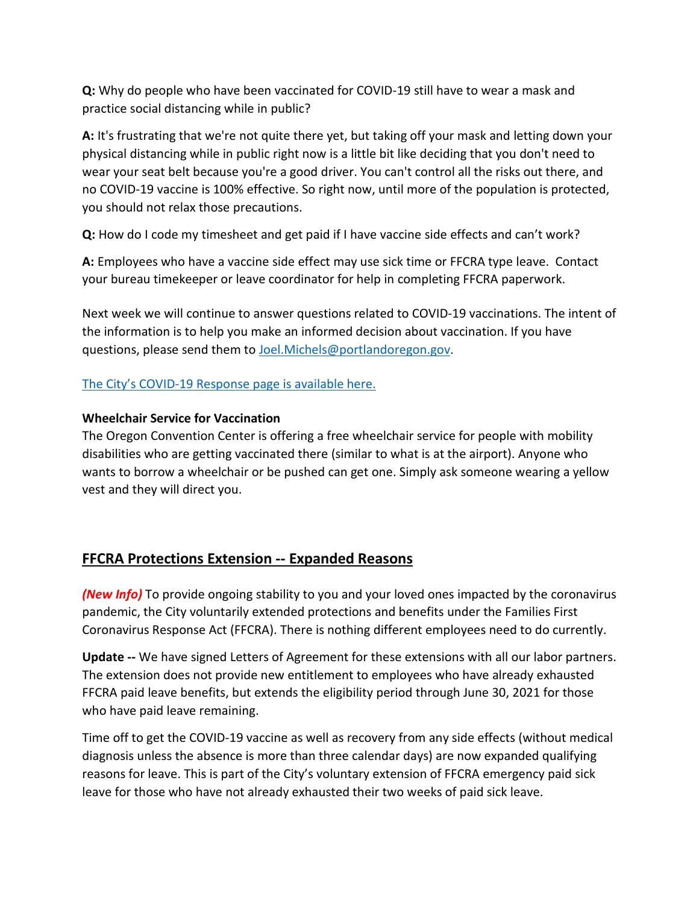**Q:** Why do people who have been vaccinated for COVID-19 still have to wear a mask and practice social distancing while in public?

**A:** It's frustrating that we're not quite there yet, but taking off your mask and letting down your physical distancing while in public right now is a little bit like deciding that you don't need to wear your seat belt because you're a good driver. You can't control all the risks out there, and no COVID-19 vaccine is 100% effective. So right now, until more of the population is protected, you should not relax those precautions.

**Q:** How do I code my timesheet and get paid if I have vaccine side effects and can't work?

**A:** Employees who have a vaccine side effect may use sick time or FFCRA type leave. Contact your bureau timekeeper or leave coordinator for help in completing FFCRA paperwork.

Next week we will continue to answer questions related to COVID-19 vaccinations. The intent of the information is to help you make an informed decision about vaccination. If you have questions, please send them to Joel.Michels@portlandoregon.gov.

The City's COVID-19 Response page is available here.

**Wheelchair Service for Vaccination**
The Oregon Convention Center is offering a free wheelchair service for people with mobility disabilities who are getting vaccinated there (similar to what is at the airport). Anyone who wants to borrow a wheelchair or be pushed can get one. Simply ask someone wearing a yellow vest and they will direct you.

## FFCRA Protections Extension -- Expanded Reasons

***(New Info)*** To provide ongoing stability to you and your loved ones impacted by the coronavirus pandemic, the City voluntarily extended protections and benefits under the Families First Coronavirus Response Act (FFCRA). There is nothing different employees need to do currently.

**Update --** We have signed Letters of Agreement for these extensions with all our labor partners. The extension does not provide new entitlement to employees who have already exhausted FFCRA paid leave benefits, but extends the eligibility period through June 30, 2021 for those who have paid leave remaining.

Time off to get the COVID-19 vaccine as well as recovery from any side effects (without medical diagnosis unless the absence is more than three calendar days) are now expanded qualifying reasons for leave. This is part of the City's voluntary extension of FFCRA emergency paid sick leave for those who have not already exhausted their two weeks of paid sick leave.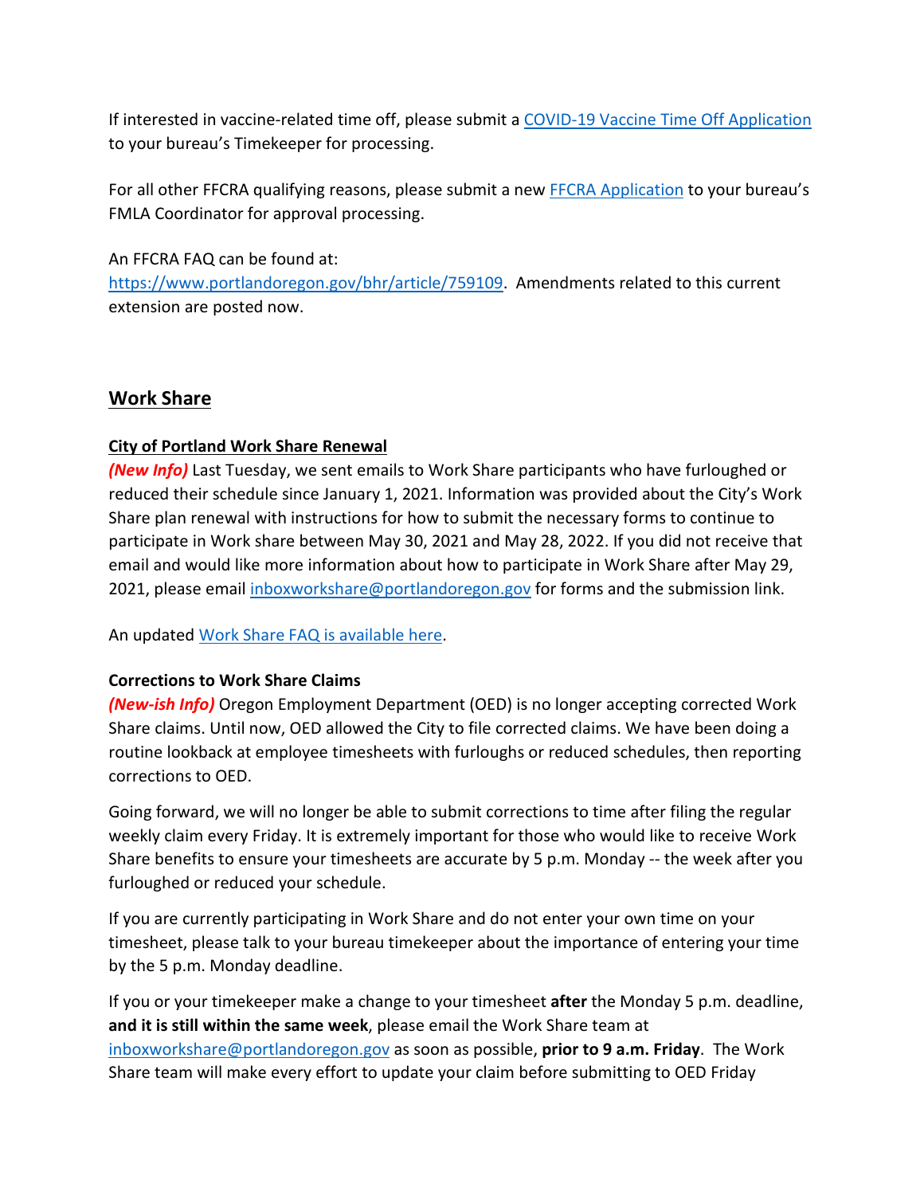If interested in vaccine-related time off, please submit a [COVID-19 Vaccine Time Off Application] to your bureau's Timekeeper for processing.

For all other FFCRA qualifying reasons, please submit a new [FFCRA Application] to your bureau's FMLA Coordinator for approval processing.

An FFCRA FAQ can be found at: https://www.portlandoregon.gov/bhr/article/759109. Amendments related to this current extension are posted now.

## Work Share

### City of Portland Work Share Renewal

***(New Info)*** Last Tuesday, we sent emails to Work Share participants who have furloughed or reduced their schedule since January 1, 2021. Information was provided about the City's Work Share plan renewal with instructions for how to submit the necessary forms to continue to participate in Work share between May 30, 2021 and May 28, 2022. If you did not receive that email and would like more information about how to participate in Work Share after May 29, 2021, please email inboxworkshare@portlandoregon.gov for forms and the submission link.

An updated [Work Share FAQ is available here].

**Corrections to Work Share Claims**

***(New-ish Info)*** Oregon Employment Department (OED) is no longer accepting corrected Work Share claims. Until now, OED allowed the City to file corrected claims. We have been doing a routine lookback at employee timesheets with furloughs or reduced schedules, then reporting corrections to OED.

Going forward, we will no longer be able to submit corrections to time after filing the regular weekly claim every Friday. It is extremely important for those who would like to receive Work Share benefits to ensure your timesheets are accurate by 5 p.m. Monday -- the week after you furloughed or reduced your schedule.

If you are currently participating in Work Share and do not enter your own time on your timesheet, please talk to your bureau timekeeper about the importance of entering your time by the 5 p.m. Monday deadline.

If you or your timekeeper make a change to your timesheet **after** the Monday 5 p.m. deadline, **and it is still within the same week**, please email the Work Share team at inboxworkshare@portlandoregon.gov as soon as possible, **prior to 9 a.m. Friday**. The Work Share team will make every effort to update your claim before submitting to OED Friday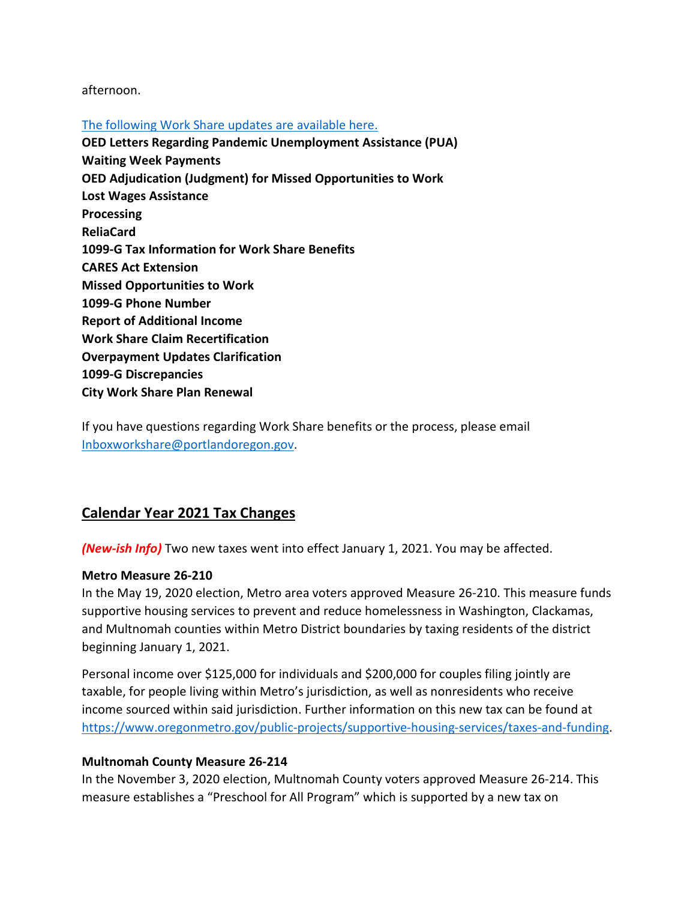afternoon.

[The following Work Share updates are available here.](#)

**OED Letters Regarding Pandemic Unemployment Assistance (PUA)**
**Waiting Week Payments**
**OED Adjudication (Judgment) for Missed Opportunities to Work**
**Lost Wages Assistance**
**Processing**
**ReliaCard**
**1099-G Tax Information for Work Share Benefits**
**CARES Act Extension**
**Missed Opportunities to Work**
**1099-G Phone Number**
**Report of Additional Income**
**Work Share Claim Recertification**
**Overpayment Updates Clarification**
**1099-G Discrepancies**
**City Work Share Plan Renewal**

If you have questions regarding Work Share benefits or the process, please email Inboxworkshare@portlandoregon.gov.

## Calendar Year 2021 Tax Changes

***(New-ish Info)*** Two new taxes went into effect January 1, 2021. You may be affected.

**Metro Measure 26-210**
In the May 19, 2020 election, Metro area voters approved Measure 26-210. This measure funds supportive housing services to prevent and reduce homelessness in Washington, Clackamas, and Multnomah counties within Metro District boundaries by taxing residents of the district beginning January 1, 2021.

Personal income over $125,000 for individuals and $200,000 for couples filing jointly are taxable, for people living within Metro's jurisdiction, as well as nonresidents who receive income sourced within said jurisdiction. Further information on this new tax can be found at https://www.oregonmetro.gov/public-projects/supportive-housing-services/taxes-and-funding.

**Multnomah County Measure 26-214**
In the November 3, 2020 election, Multnomah County voters approved Measure 26-214. This measure establishes a "Preschool for All Program" which is supported by a new tax on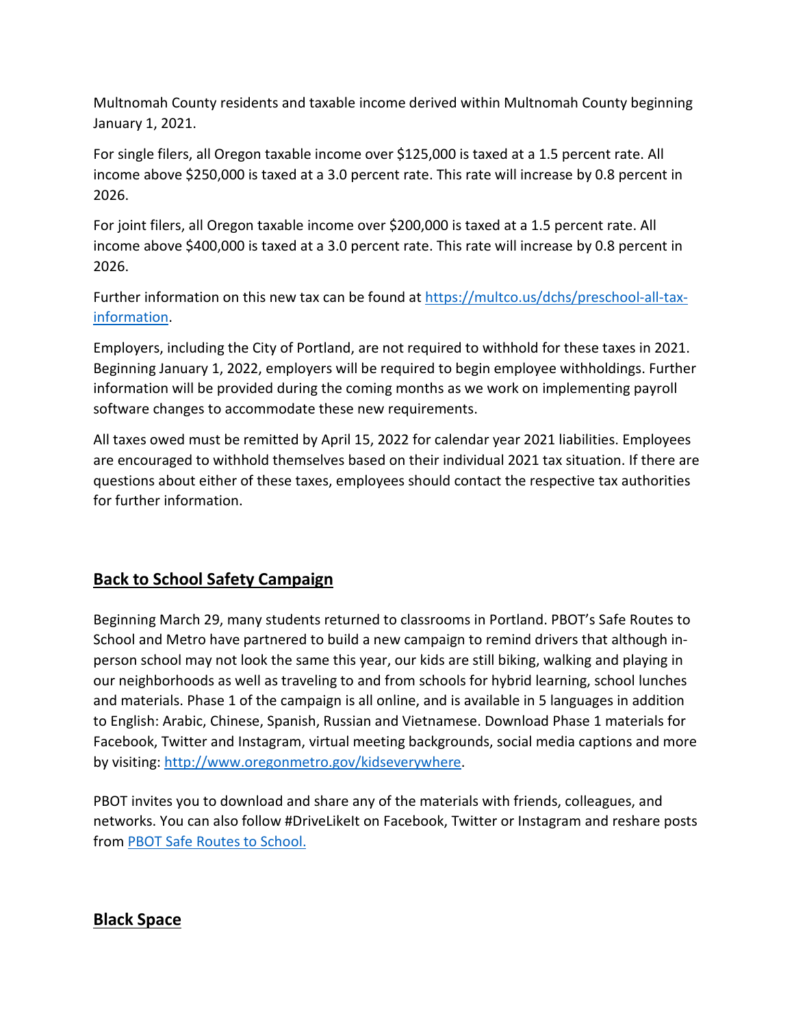Multnomah County residents and taxable income derived within Multnomah County beginning January 1, 2021.

For single filers, all Oregon taxable income over $125,000 is taxed at a 1.5 percent rate. All income above $250,000 is taxed at a 3.0 percent rate. This rate will increase by 0.8 percent in 2026.

For joint filers, all Oregon taxable income over $200,000 is taxed at a 1.5 percent rate. All income above $400,000 is taxed at a 3.0 percent rate. This rate will increase by 0.8 percent in 2026.

Further information on this new tax can be found at [https://multco.us/dchs/preschool-all-tax-information](https://multco.us/dchs/preschool-all-tax-information).

Employers, including the City of Portland, are not required to withhold for these taxes in 2021. Beginning January 1, 2022, employers will be required to begin employee withholdings. Further information will be provided during the coming months as we work on implementing payroll software changes to accommodate these new requirements.

All taxes owed must be remitted by April 15, 2022 for calendar year 2021 liabilities. Employees are encouraged to withhold themselves based on their individual 2021 tax situation. If there are questions about either of these taxes, employees should contact the respective tax authorities for further information.

## Back to School Safety Campaign

Beginning March 29, many students returned to classrooms in Portland. PBOT's Safe Routes to School and Metro have partnered to build a new campaign to remind drivers that although in-person school may not look the same this year, our kids are still biking, walking and playing in our neighborhoods as well as traveling to and from schools for hybrid learning, school lunches and materials. Phase 1 of the campaign is all online, and is available in 5 languages in addition to English: Arabic, Chinese, Spanish, Russian and Vietnamese. Download Phase 1 materials for Facebook, Twitter and Instagram, virtual meeting backgrounds, social media captions and more by visiting: [http://www.oregonmetro.gov/kidseverywhere](http://www.oregonmetro.gov/kidseverywhere).

PBOT invites you to download and share any of the materials with friends, colleagues, and networks. You can also follow #DriveLikeIt on Facebook, Twitter or Instagram and reshare posts from PBOT Safe Routes to School.

## Black Space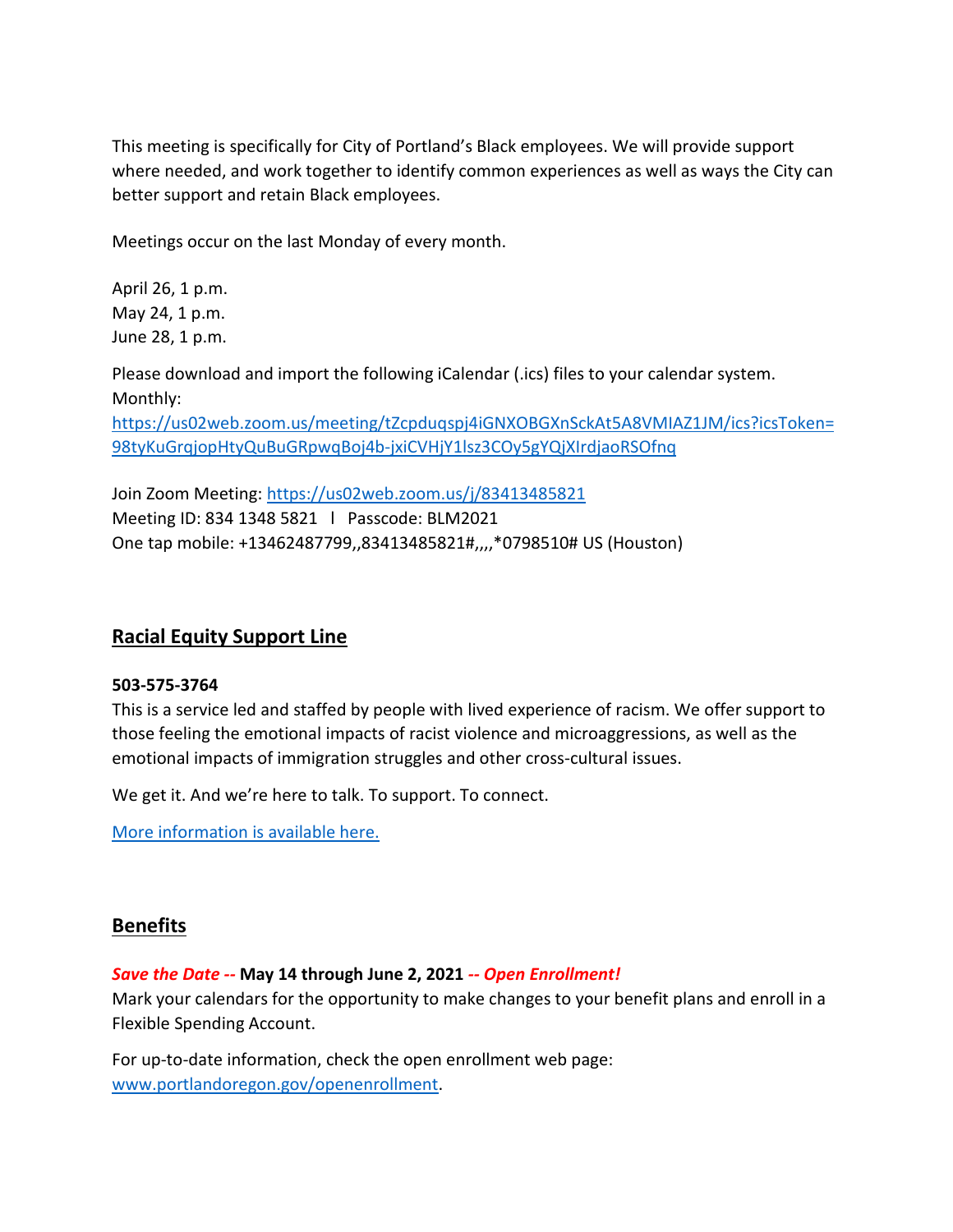This meeting is specifically for City of Portland's Black employees. We will provide support where needed, and work together to identify common experiences as well as ways the City can better support and retain Black employees.

Meetings occur on the last Monday of every month.

April 26, 1 p.m.
May 24, 1 p.m.
June 28, 1 p.m.

Please download and import the following iCalendar (.ics) files to your calendar system.
Monthly:
[https://us02web.zoom.us/meeting/tZcpduqspj4iGNXOBGXnSckAt5A8VMIAZ1JM/ics?icsToken=98tyKuGrqjopHtyQuBuGRpwqBoj4b-jxiCVHjY1lsz3COy5gYQjXIrdjaoRSOfnq](https://us02web.zoom.us/meeting/tZcpduqspj4iGNXOBGXnSckAt5A8VMIAZ1JM/ics?icsToken=98tyKuGrqjopHtyQuBuGRpwqBoj4b-jxiCVHjY1lsz3COy5gYQjXIrdjaoRSOfnq)

Join Zoom Meeting: [https://us02web.zoom.us/j/83413485821](https://us02web.zoom.us/j/83413485821)
Meeting ID: 834 1348 5821 l Passcode: BLM2021
One tap mobile: +13462487799,,83413485821#,,,,*0798510# US (Houston)

## Racial Equity Support Line

**503-575-3764**
This is a service led and staffed by people with lived experience of racism. We offer support to those feeling the emotional impacts of racist violence and microaggressions, as well as the emotional impacts of immigration struggles and other cross-cultural issues.

We get it. And we're here to talk. To support. To connect.

More information is available here.

## Benefits

***Save the Date --* May 14 through June 2, 2021 *-- Open Enrollment!***
Mark your calendars for the opportunity to make changes to your benefit plans and enroll in a Flexible Spending Account.

For up-to-date information, check the open enrollment web page: [www.portlandoregon.gov/openenrollment](www.portlandoregon.gov/openenrollment).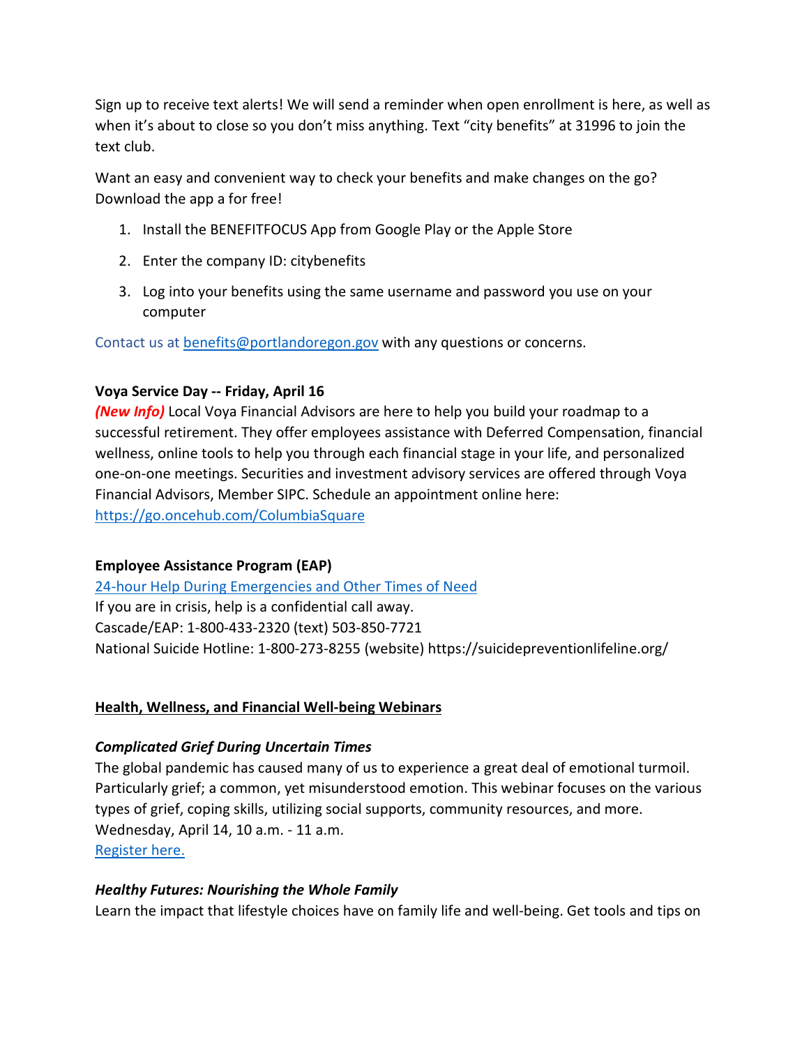Sign up to receive text alerts! We will send a reminder when open enrollment is here, as well as when it's about to close so you don't miss anything. Text "city benefits" at 31996 to join the text club.

Want an easy and convenient way to check your benefits and make changes on the go? Download the app a for free!

1. Install the BENEFITFOCUS App from Google Play or the Apple Store
2. Enter the company ID: citybenefits
3. Log into your benefits using the same username and password you use on your computer

Contact us at [benefits@portlandoregon.gov](mailto:benefits@portlandoregon.gov) with any questions or concerns.

**Voya Service Day -- Friday, April 16**

***(New Info)*** Local Voya Financial Advisors are here to help you build your roadmap to a successful retirement. They offer employees assistance with Deferred Compensation, financial wellness, online tools to help you through each financial stage in your life, and personalized one-on-one meetings. Securities and investment advisory services are offered through Voya Financial Advisors, Member SIPC. Schedule an appointment online here: [https://go.oncehub.com/ColumbiaSquare](https://go.oncehub.com/ColumbiaSquare)

**Employee Assistance Program (EAP)**

24-hour Help During Emergencies and Other Times of Need

If you are in crisis, help is a confidential call away.

Cascade/EAP: 1-800-433-2320 (text) 503-850-7721

National Suicide Hotline: 1-800-273-8255 (website) https://suicidepreventionlifeline.org/

**Health, Wellness, and Financial Well-being Webinars**

***Complicated Grief During Uncertain Times***

The global pandemic has caused many of us to experience a great deal of emotional turmoil. Particularly grief; a common, yet misunderstood emotion. This webinar focuses on the various types of grief, coping skills, utilizing social supports, community resources, and more.

Wednesday, April 14, 10 a.m. - 11 a.m.

Register here.

***Healthy Futures: Nourishing the Whole Family***

Learn the impact that lifestyle choices have on family life and well-being. Get tools and tips on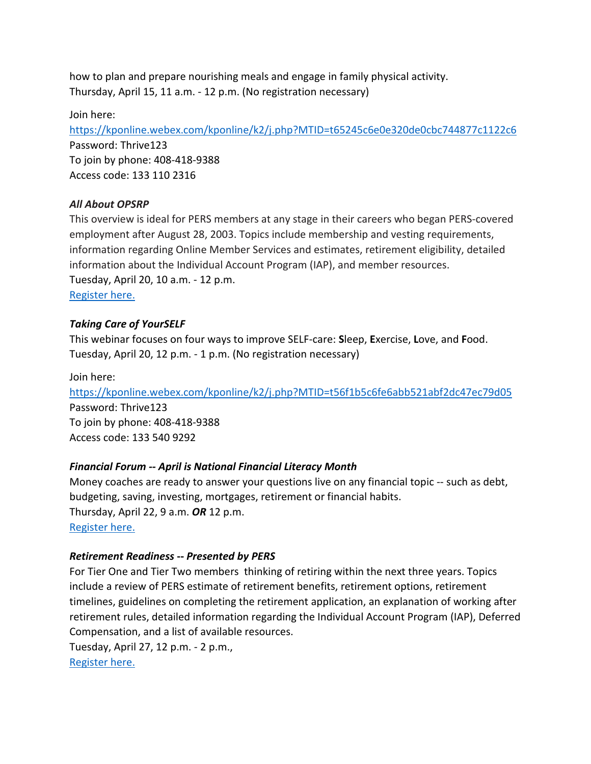how to plan and prepare nourishing meals and engage in family physical activity.
Thursday, April 15, 11 a.m. - 12 p.m. (No registration necessary)

Join here:
https://kponline.webex.com/kponline/k2/j.php?MTID=t65245c6e0e320de0cbc744877c1122c6
Password: Thrive123
To join by phone: 408-418-9388
Access code: 133 110 2316

***All About OPSRP***

This overview is ideal for PERS members at any stage in their careers who began PERS-covered employment after August 28, 2003. Topics include membership and vesting requirements, information regarding Online Member Services and estimates, retirement eligibility, detailed information about the Individual Account Program (IAP), and member resources.
Tuesday, April 20, 10 a.m. - 12 p.m.
Register here.

***Taking Care of YourSELF***

This webinar focuses on four ways to improve SELF-care: **S**leep, **E**xercise, **L**ove, and **F**ood.
Tuesday, April 20, 12 p.m. - 1 p.m. (No registration necessary)

Join here:
https://kponline.webex.com/kponline/k2/j.php?MTID=t56f1b5c6fe6abb521abf2dc47ec79d05
Password: Thrive123
To join by phone: 408-418-9388
Access code: 133 540 9292

***Financial Forum -- April is National Financial Literacy Month***

Money coaches are ready to answer your questions live on any financial topic -- such as debt, budgeting, saving, investing, mortgages, retirement or financial habits.
Thursday, April 22, 9 a.m. ***OR*** 12 p.m.
Register here.

***Retirement Readiness -- Presented by PERS***

For Tier One and Tier Two members thinking of retiring within the next three years. Topics include a review of PERS estimate of retirement benefits, retirement options, retirement timelines, guidelines on completing the retirement application, an explanation of working after retirement rules, detailed information regarding the Individual Account Program (IAP), Deferred Compensation, and a list of available resources.
Tuesday, April 27, 12 p.m. - 2 p.m.,
Register here.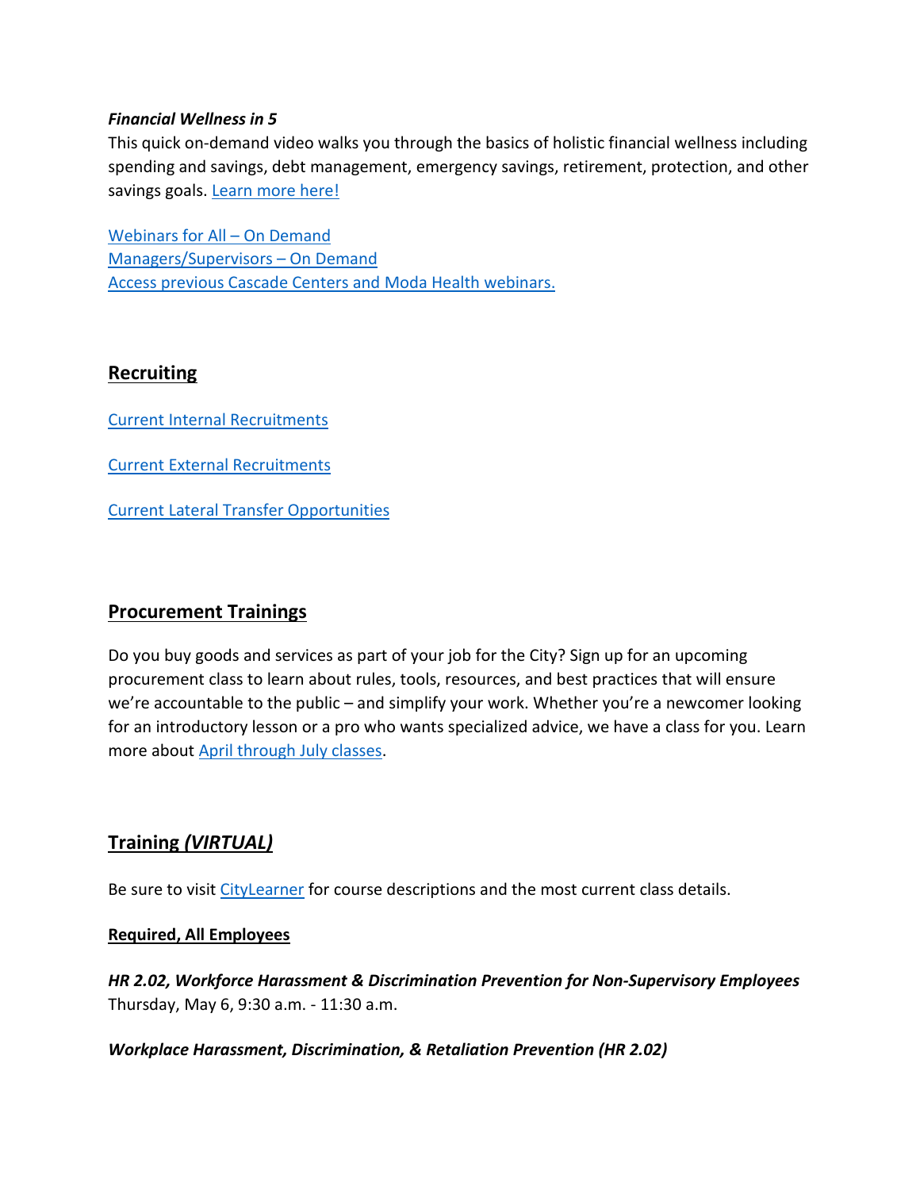***Financial Wellness in 5***

This quick on-demand video walks you through the basics of holistic financial wellness including spending and savings, debt management, emergency savings, retirement, protection, and other savings goals. Learn more here!

Webinars for All – On Demand
Managers/Supervisors – On Demand
Access previous Cascade Centers and Moda Health webinars.

## Recruiting

Current Internal Recruitments

Current External Recruitments

Current Lateral Transfer Opportunities

## Procurement Trainings

Do you buy goods and services as part of your job for the City? Sign up for an upcoming procurement class to learn about rules, tools, resources, and best practices that will ensure we're accountable to the public – and simplify your work. Whether you're a newcomer looking for an introductory lesson or a pro who wants specialized advice, we have a class for you. Learn more about April through July classes.

## Training *(VIRTUAL)*

Be sure to visit CityLearner for course descriptions and the most current class details.

**Required, All Employees**

***HR 2.02, Workforce Harassment & Discrimination Prevention for Non-Supervisory Employees***
Thursday, May 6, 9:30 a.m. - 11:30 a.m.

***Workplace Harassment, Discrimination, & Retaliation Prevention (HR 2.02)***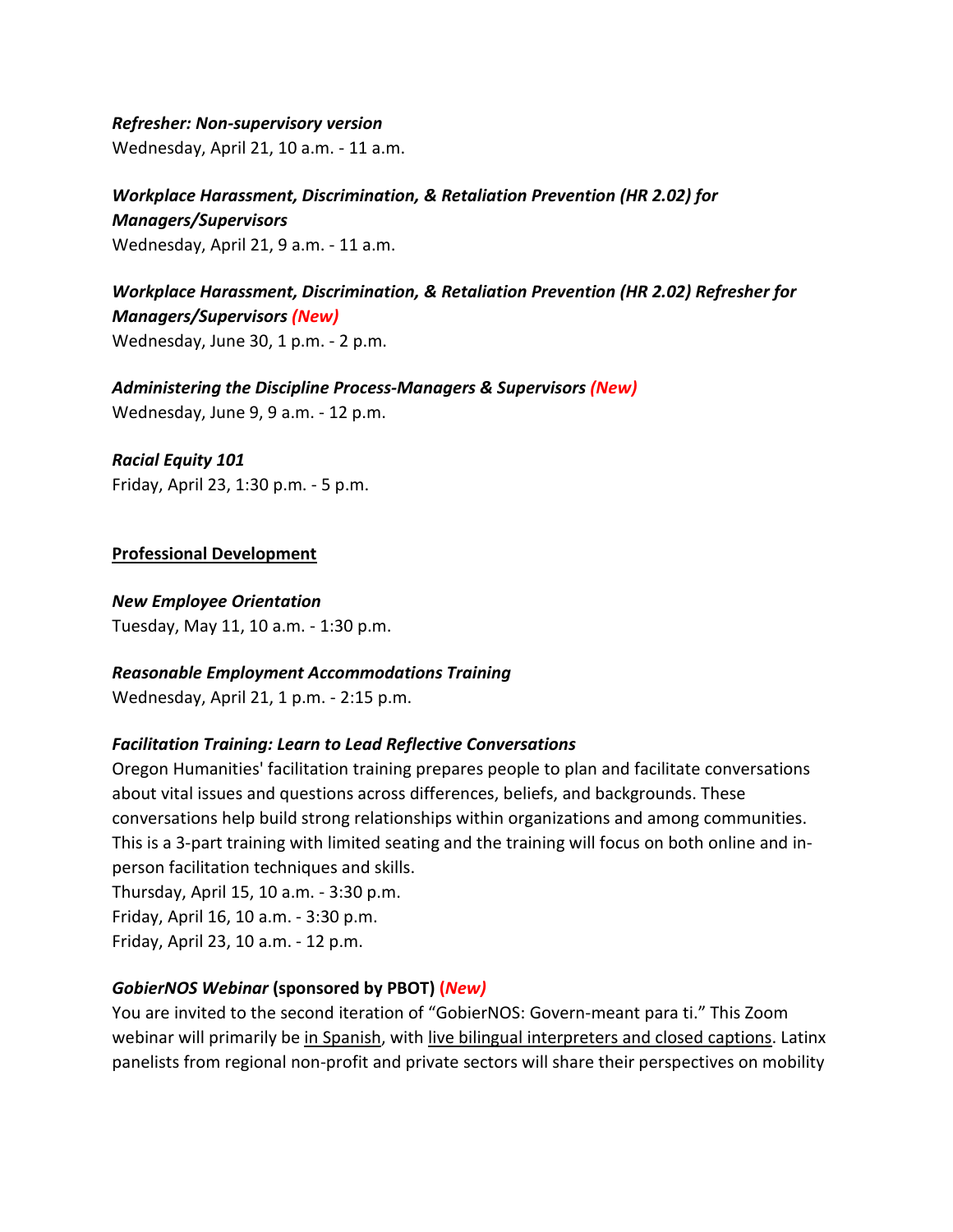***Refresher: Non-supervisory version***
Wednesday, April 21, 10 a.m. - 11 a.m.

***Workplace Harassment, Discrimination, & Retaliation Prevention (HR 2.02) for Managers/Supervisors***
Wednesday, April 21, 9 a.m. - 11 a.m.

***Workplace Harassment, Discrimination, & Retaliation Prevention (HR 2.02) Refresher for Managers/Supervisors (New)***
Wednesday, June 30, 1 p.m. - 2 p.m.

***Administering the Discipline Process-Managers & Supervisors (New)***
Wednesday, June 9, 9 a.m. - 12 p.m.

***Racial Equity 101***
Friday, April 23, 1:30 p.m. - 5 p.m.

**Professional Development**

***New Employee Orientation***
Tuesday, May 11, 10 a.m. - 1:30 p.m.

***Reasonable Employment Accommodations Training***
Wednesday, April 21, 1 p.m. - 2:15 p.m.

***Facilitation Training: Learn to Lead Reflective Conversations***
Oregon Humanities' facilitation training prepares people to plan and facilitate conversations about vital issues and questions across differences, beliefs, and backgrounds. These conversations help build strong relationships within organizations and among communities. This is a 3-part training with limited seating and the training will focus on both online and in-person facilitation techniques and skills.
Thursday, April 15, 10 a.m. - 3:30 p.m.
Friday, April 16, 10 a.m. - 3:30 p.m.
Friday, April 23, 10 a.m. - 12 p.m.

***GobierNOS Webinar* (sponsored by PBOT) (*New)***
You are invited to the second iteration of "GobierNOS: Govern-meant para ti." This Zoom webinar will primarily be in Spanish, with live bilingual interpreters and closed captions. Latinx panelists from regional non-profit and private sectors will share their perspectives on mobility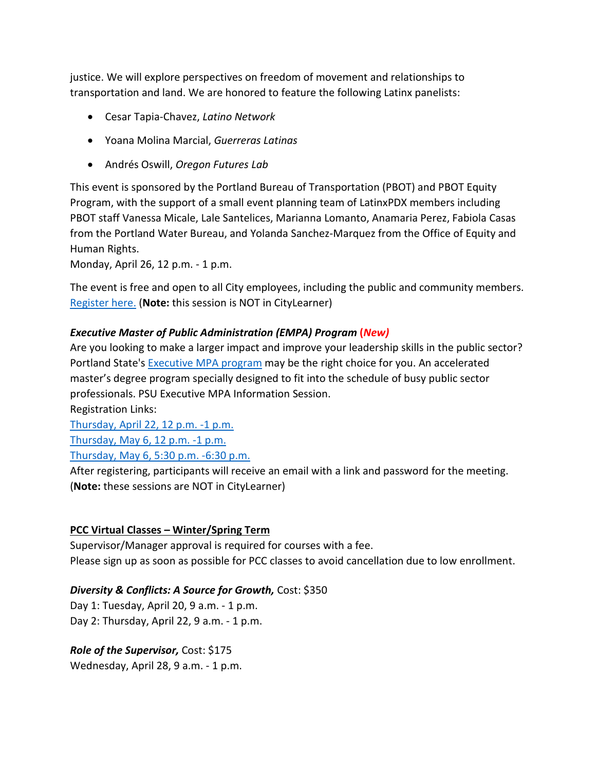justice. We will explore perspectives on freedom of movement and relationships to transportation and land. We are honored to feature the following Latinx panelists:

- Cesar Tapia-Chavez, *Latino Network*
- Yoana Molina Marcial, *Guerreras Latinas*
- Andrés Oswill, *Oregon Futures Lab*

This event is sponsored by the Portland Bureau of Transportation (PBOT) and PBOT Equity Program, with the support of a small event planning team of LatinxPDX members including PBOT staff Vanessa Micale, Lale Santelices, Marianna Lomanto, Anamaria Perez, Fabiola Casas from the Portland Water Bureau, and Yolanda Sanchez-Marquez from the Office of Equity and Human Rights.
Monday, April 26, 12 p.m. - 1 p.m.

The event is free and open to all City employees, including the public and community members. Register here. (**Note:** this session is NOT in CityLearner)

***Executive Master of Public Administration (EMPA) Program* (*New*)**
Are you looking to make a larger impact and improve your leadership skills in the public sector? Portland State's Executive MPA program may be the right choice for you. An accelerated master's degree program specially designed to fit into the schedule of busy public sector professionals. PSU Executive MPA Information Session.
Registration Links:
Thursday, April 22, 12 p.m. -1 p.m.
Thursday, May 6, 12 p.m. -1 p.m.
Thursday, May 6, 5:30 p.m. -6:30 p.m.
After registering, participants will receive an email with a link and password for the meeting. (**Note:** these sessions are NOT in CityLearner)

**PCC Virtual Classes – Winter/Spring Term**
Supervisor/Manager approval is required for courses with a fee.
Please sign up as soon as possible for PCC classes to avoid cancellation due to low enrollment.

***Diversity & Conflicts: A Source for Growth,*** Cost: $350
Day 1: Tuesday, April 20, 9 a.m. - 1 p.m.
Day 2: Thursday, April 22, 9 a.m. - 1 p.m.

***Role of the Supervisor,*** Cost: $175
Wednesday, April 28, 9 a.m. - 1 p.m.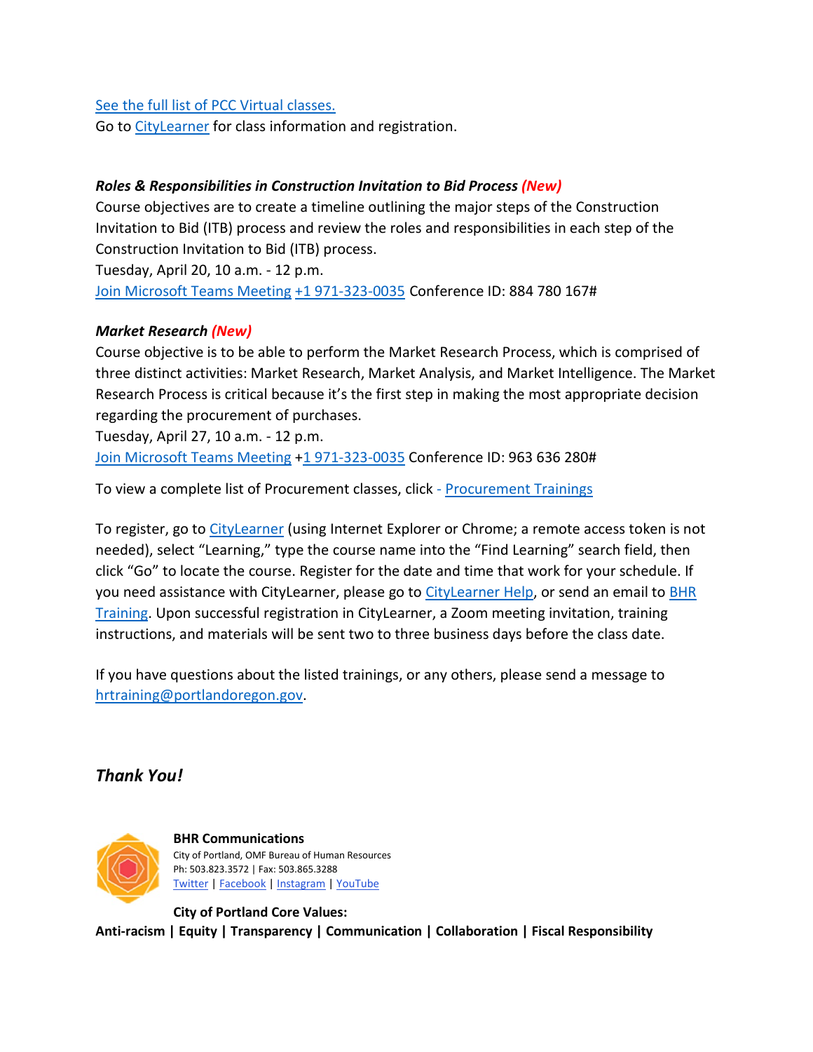See the full list of PCC Virtual classes.
Go to CityLearner for class information and registration.

***Roles & Responsibilities in Construction Invitation to Bid Process (New)***
Course objectives are to create a timeline outlining the major steps of the Construction Invitation to Bid (ITB) process and review the roles and responsibilities in each step of the Construction Invitation to Bid (ITB) process.
Tuesday, April 20, 10 a.m. - 12 p.m.
Join Microsoft Teams Meeting +1 971-323-0035 Conference ID: 884 780 167#

***Market Research (New)***
Course objective is to be able to perform the Market Research Process, which is comprised of three distinct activities: Market Research, Market Analysis, and Market Intelligence. The Market Research Process is critical because it's the first step in making the most appropriate decision regarding the procurement of purchases.
Tuesday, April 27, 10 a.m. - 12 p.m.
Join Microsoft Teams Meeting +1 971-323-0035 Conference ID: 963 636 280#

To view a complete list of Procurement classes, click - Procurement Trainings

To register, go to CityLearner (using Internet Explorer or Chrome; a remote access token is not needed), select "Learning," type the course name into the "Find Learning" search field, then click "Go" to locate the course. Register for the date and time that work for your schedule. If you need assistance with CityLearner, please go to CityLearner Help, or send an email to BHR Training. Upon successful registration in CityLearner, a Zoom meeting invitation, training instructions, and materials will be sent two to three business days before the class date.

If you have questions about the listed trainings, or any others, please send a message to hrtraining@portlandoregon.gov.

## *Thank You!*

**BHR Communications**
City of Portland, OMF Bureau of Human Resources
Ph: 503.823.3572 | Fax: 503.865.3288
Twitter | Facebook | Instagram | YouTube

**City of Portland Core Values:**
**Anti-racism | Equity | Transparency | Communication | Collaboration | Fiscal Responsibility**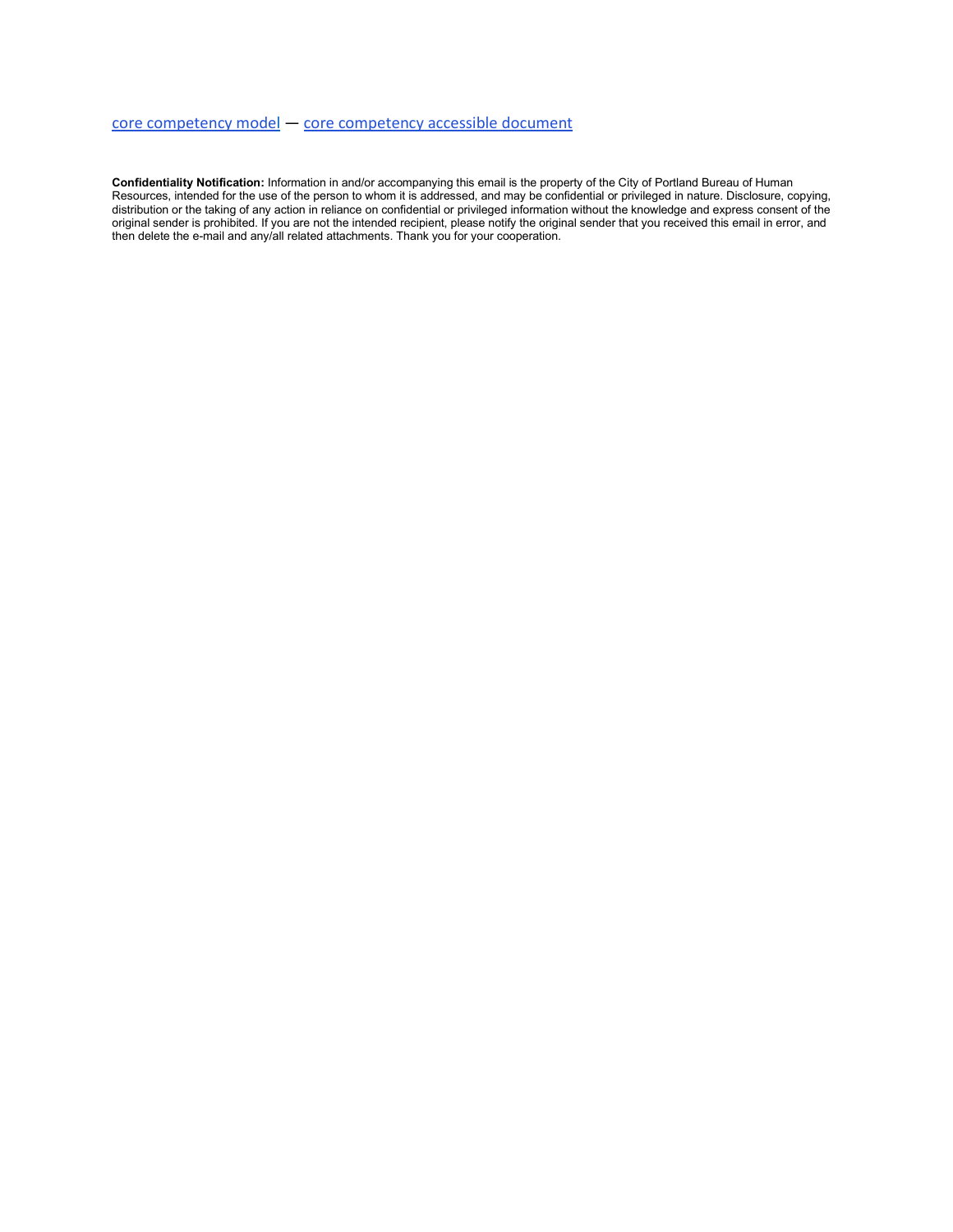[core competency model](#) — [core competency accessible document](#)

**Confidentiality Notification:** Information in and/or accompanying this email is the property of the City of Portland Bureau of Human Resources, intended for the use of the person to whom it is addressed, and may be confidential or privileged in nature. Disclosure, copying, distribution or the taking of any action in reliance on confidential or privileged information without the knowledge and express consent of the original sender is prohibited. If you are not the intended recipient, please notify the original sender that you received this email in error, and then delete the e-mail and any/all related attachments. Thank you for your cooperation.